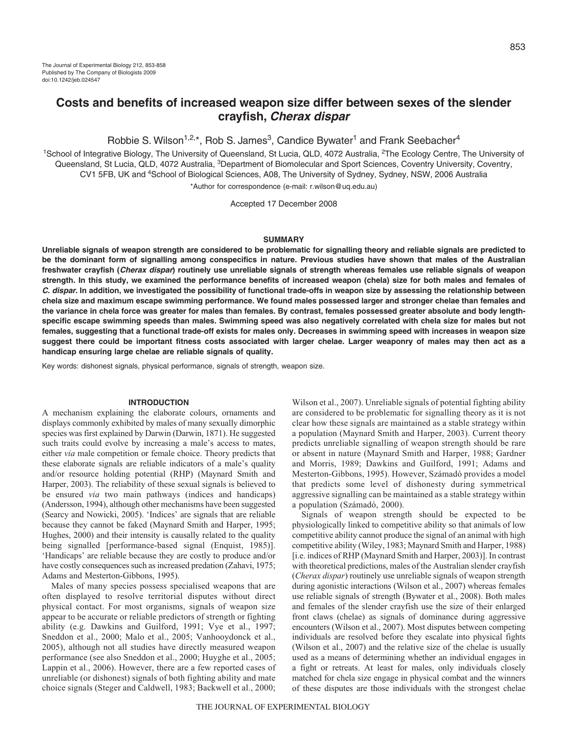The Journal of Experimental Biology 212, 853-858
Published by The Company of Biologists 2009
doi:10.1242/jeb.024547

# Costs and benefits of increased weapon size differ between sexes of the slender crayfish, *Cherax dispar*

Robbie S. Wilson[1,2,*], Rob S. James[3], Candice Bywater[1] and Frank Seebacher[4]

[1]School of Integrative Biology, The University of Queensland, St Lucia, QLD, 4072 Australia, [2]The Ecology Centre, The University of Queensland, St Lucia, QLD, 4072 Australia, [3]Department of Biomolecular and Sport Sciences, Coventry University, Coventry, CV1 5FB, UK and [4]School of Biological Sciences, A08, The University of Sydney, Sydney, NSW, 2006 Australia

*Author for correspondence (e-mail: r.wilson@uq.edu.au)

Accepted 17 December 2008

## SUMMARY

**Unreliable signals of weapon strength are considered to be problematic for signalling theory and reliable signals are predicted to be the dominant form of signalling among conspecifics in nature. Previous studies have shown that males of the Australian freshwater crayfish (*Cherax dispar*) routinely use unreliable signals of strength whereas females use reliable signals of weapon strength. In this study, we examined the performance benefits of increased weapon (chela) size for both males and females of *C. dispar*. In addition, we investigated the possibility of functional trade-offs in weapon size by assessing the relationship between chela size and maximum escape swimming performance. We found males possessed larger and stronger chelae than females and the variance in chela force was greater for males than females. By contrast, females possessed greater absolute and body length-specific escape swimming speeds than males. Swimming speed was also negatively correlated with chela size for males but not females, suggesting that a functional trade-off exists for males only. Decreases in swimming speed with increases in weapon size suggest there could be important fitness costs associated with larger chelae. Larger weaponry of males may then act as a handicap ensuring large chelae are reliable signals of quality.**

Key words: dishonest signals, physical performance, signals of strength, weapon size.

## INTRODUCTION

A mechanism explaining the elaborate colours, ornaments and displays commonly exhibited by males of many sexually dimorphic species was first explained by Darwin (Darwin, 1871). He suggested such traits could evolve by increasing a male's access to mates, either *via* male competition or female choice. Theory predicts that these elaborate signals are reliable indicators of a male's quality and/or resource holding potential (RHP) (Maynard Smith and Harper, 2003). The reliability of these sexual signals is believed to be ensured *via* two main pathways (indices and handicaps) (Andersson, 1994), although other mechanisms have been suggested (Searcy and Nowicki, 2005). 'Indices' are signals that are reliable because they cannot be faked (Maynard Smith and Harper, 1995; Hughes, 2000) and their intensity is causally related to the quality being signalled [performance-based signal (Enquist, 1985)]. 'Handicaps' are reliable because they are costly to produce and/or have costly consequences such as increased predation (Zahavi, 1975; Adams and Mesterton-Gibbons, 1995).

Males of many species possess specialised weapons that are often displayed to resolve territorial disputes without direct physical contact. For most organisms, signals of weapon size appear to be accurate or reliable predictors of strength or fighting ability (e.g. Dawkins and Guilford, 1991; Vye et al., 1997; Sneddon et al., 2000; Malo et al., 2005; Vanhooydonck et al., 2005), although not all studies have directly measured weapon performance (see also Sneddon et al., 2000; Huyghe et al., 2005; Lappin et al., 2006). However, there are a few reported cases of unreliable (or dishonest) signals of both fighting ability and mate choice signals (Steger and Caldwell, 1983; Backwell et al., 2000; Wilson et al., 2007). Unreliable signals of potential fighting ability are considered to be problematic for signalling theory as it is not clear how these signals are maintained as a stable strategy within a population (Maynard Smith and Harper, 2003). Current theory predicts unreliable signalling of weapon strength should be rare or absent in nature (Maynard Smith and Harper, 1988; Gardner and Morris, 1989; Dawkins and Guilford, 1991; Adams and Mesterton-Gibbons, 1995). However, Számadó provides a model that predicts some level of dishonesty during symmetrical aggressive signalling can be maintained as a stable strategy within a population (Számadó, 2000).

Signals of weapon strength should be expected to be physiologically linked to competitive ability so that animals of low competitive ability cannot produce the signal of an animal with high competitive ability (Wiley, 1983; Maynard Smith and Harper, 1988) [i.e. indices of RHP (Maynard Smith and Harper, 2003)]. In contrast with theoretical predictions, males of the Australian slender crayfish (*Cherax dispar*) routinely use unreliable signals of weapon strength during agonistic interactions (Wilson et al., 2007) whereas females use reliable signals of strength (Bywater et al., 2008). Both males and females of the slender crayfish use the size of their enlarged front claws (chelae) as signals of dominance during aggressive encounters (Wilson et al., 2007). Most disputes between competing individuals are resolved before they escalate into physical fights (Wilson et al., 2007) and the relative size of the chelae is usually used as a means of determining whether an individual engages in a fight or retreats. At least for males, only individuals closely matched for chela size engage in physical combat and the winners of these disputes are those individuals with the strongest chelae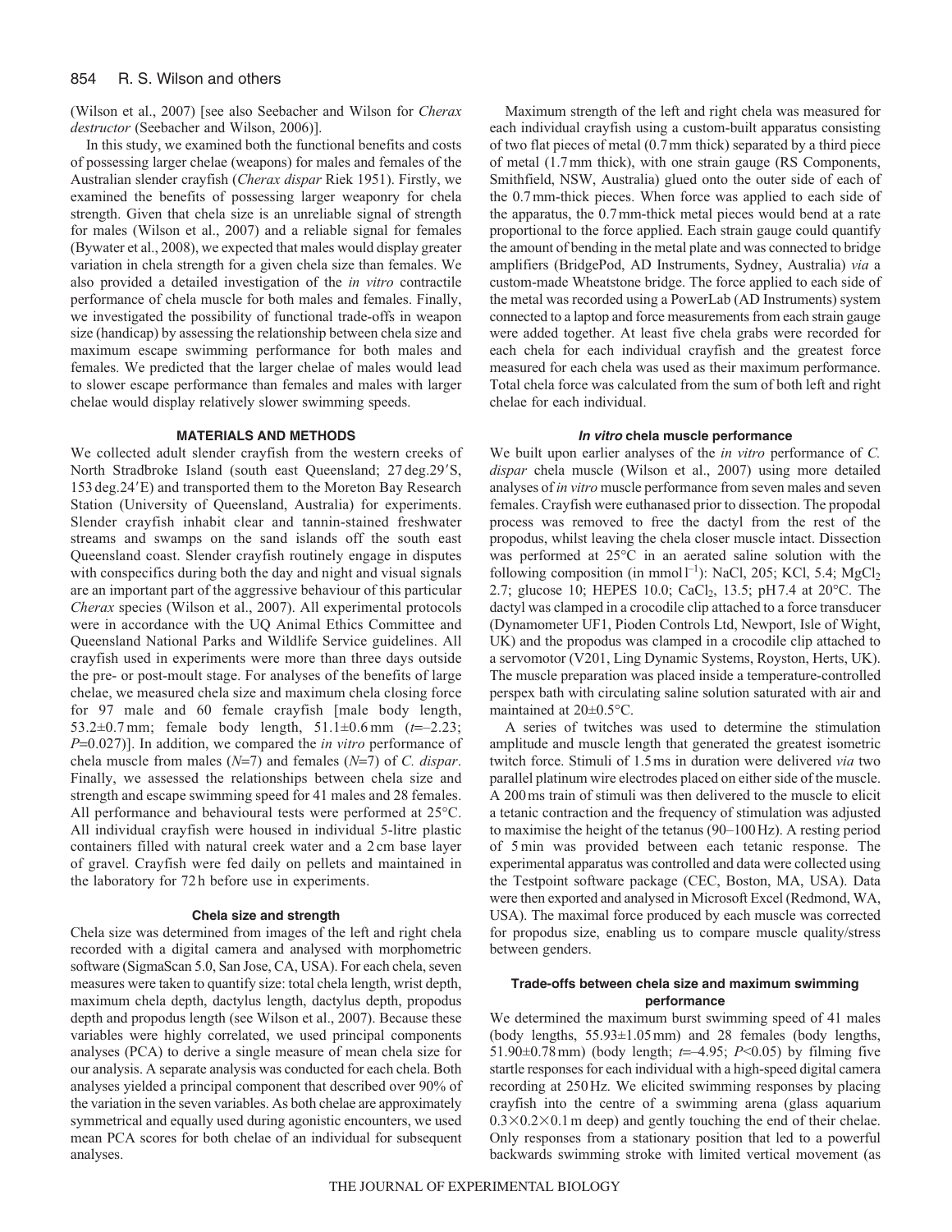(Wilson et al., 2007) [see also Seebacher and Wilson for *Cherax destructor* (Seebacher and Wilson, 2006)].

In this study, we examined both the functional benefits and costs of possessing larger chelae (weapons) for males and females of the Australian slender crayfish (*Cherax dispar* Riek 1951). Firstly, we examined the benefits of possessing larger weaponry for chela strength. Given that chela size is an unreliable signal of strength for males (Wilson et al., 2007) and a reliable signal for females (Bywater et al., 2008), we expected that males would display greater variation in chela strength for a given chela size than females. We also provided a detailed investigation of the *in vitro* contractile performance of chela muscle for both males and females. Finally, we investigated the possibility of functional trade-offs in weapon size (handicap) by assessing the relationship between chela size and maximum escape swimming performance for both males and females. We predicted that the larger chelae of males would lead to slower escape performance than females and males with larger chelae would display relatively slower swimming speeds.

## MATERIALS AND METHODS

We collected adult slender crayfish from the western creeks of North Stradbroke Island (south east Queensland; 27 deg.29′S, 153 deg.24′E) and transported them to the Moreton Bay Research Station (University of Queensland, Australia) for experiments. Slender crayfish inhabit clear and tannin-stained freshwater streams and swamps on the sand islands off the south east Queensland coast. Slender crayfish routinely engage in disputes with conspecifics during both the day and night and visual signals are an important part of the aggressive behaviour of this particular *Cherax* species (Wilson et al., 2007). All experimental protocols were in accordance with the UQ Animal Ethics Committee and Queensland National Parks and Wildlife Service guidelines. All crayfish used in experiments were more than three days outside the pre- or post-moult stage. For analyses of the benefits of large chelae, we measured chela size and maximum chela closing force for 97 male and 60 female crayfish [male body length, 53.2±0.7 mm; female body length, 51.1±0.6 mm ($t$=–2.23; $P$=0.027)]. In addition, we compared the *in vitro* performance of chela muscle from males ($N$=7) and females ($N$=7) of *C. dispar*. Finally, we assessed the relationships between chela size and strength and escape swimming speed for 41 males and 28 females. All performance and behavioural tests were performed at 25°C. All individual crayfish were housed in individual 5-litre plastic containers filled with natural creek water and a 2 cm base layer of gravel. Crayfish were fed daily on pellets and maintained in the laboratory for 72 h before use in experiments.

### Chela size and strength

Chela size was determined from images of the left and right chela recorded with a digital camera and analysed with morphometric software (SigmaScan 5.0, San Jose, CA, USA). For each chela, seven measures were taken to quantify size: total chela length, wrist depth, maximum chela depth, dactylus length, dactylus depth, propodus depth and propodus length (see Wilson et al., 2007). Because these variables were highly correlated, we used principal components analyses (PCA) to derive a single measure of mean chela size for our analysis. A separate analysis was conducted for each chela. Both analyses yielded a principal component that described over 90% of the variation in the seven variables. As both chelae are approximately symmetrical and equally used during agonistic encounters, we used mean PCA scores for both chelae of an individual for subsequent analyses.

Maximum strength of the left and right chela was measured for each individual crayfish using a custom-built apparatus consisting of two flat pieces of metal (0.7 mm thick) separated by a third piece of metal (1.7 mm thick), with one strain gauge (RS Components, Smithfield, NSW, Australia) glued onto the outer side of each of the 0.7 mm-thick pieces. When force was applied to each side of the apparatus, the 0.7 mm-thick metal pieces would bend at a rate proportional to the force applied. Each strain gauge could quantify the amount of bending in the metal plate and was connected to bridge amplifiers (BridgePod, AD Instruments, Sydney, Australia) *via* a custom-made Wheatstone bridge. The force applied to each side of the metal was recorded using a PowerLab (AD Instruments) system connected to a laptop and force measurements from each strain gauge were added together. At least five chela grabs were recorded for each chela for each individual crayfish and the greatest force measured for each chela was used as their maximum performance. Total chela force was calculated from the sum of both left and right chelae for each individual.

### *In vitro* chela muscle performance

We built upon earlier analyses of the *in vitro* performance of *C. dispar* chela muscle (Wilson et al., 2007) using more detailed analyses of *in vitro* muscle performance from seven males and seven females. Crayfish were euthanased prior to dissection. The propodal process was removed to free the dactyl from the rest of the propodus, whilst leaving the chela closer muscle intact. Dissection was performed at 25°C in an aerated saline solution with the following composition (in mmol l$^{-1}$): NaCl, 205; KCl, 5.4; $MgCl_2$ 2.7; glucose 10; HEPES 10.0; $CaCl_2$, 13.5; pH 7.4 at 20°C. The dactyl was clamped in a crocodile clip attached to a force transducer (Dynamometer UF1, Pioden Controls Ltd, Newport, Isle of Wight, UK) and the propodus was clamped in a crocodile clip attached to a servomotor (V201, Ling Dynamic Systems, Royston, Herts, UK). The muscle preparation was placed inside a temperature-controlled perspex bath with circulating saline solution saturated with air and maintained at 20±0.5°C.

A series of twitches was used to determine the stimulation amplitude and muscle length that generated the greatest isometric twitch force. Stimuli of 1.5 ms in duration were delivered *via* two parallel platinum wire electrodes placed on either side of the muscle. A 200 ms train of stimuli was then delivered to the muscle to elicit a tetanic contraction and the frequency of stimulation was adjusted to maximise the height of the tetanus (90–100 Hz). A resting period of 5 min was provided between each tetanic response. The experimental apparatus was controlled and data were collected using the Testpoint software package (CEC, Boston, MA, USA). Data were then exported and analysed in Microsoft Excel (Redmond, WA, USA). The maximal force produced by each muscle was corrected for propodus size, enabling us to compare muscle quality/stress between genders.

### Trade-offs between chela size and maximum swimming performance

We determined the maximum burst swimming speed of 41 males (body lengths, 55.93±1.05 mm) and 28 females (body lengths, 51.90±0.78 mm) (body length; $t$=–4.95; $P$<0.05) by filming five startle responses for each individual with a high-speed digital camera recording at 250 Hz. We elicited swimming responses by placing crayfish into the centre of a swimming arena (glass aquarium 0.3×0.2×0.1 m deep) and gently touching the end of their chelae. Only responses from a stationary position that led to a powerful backwards swimming stroke with limited vertical movement (as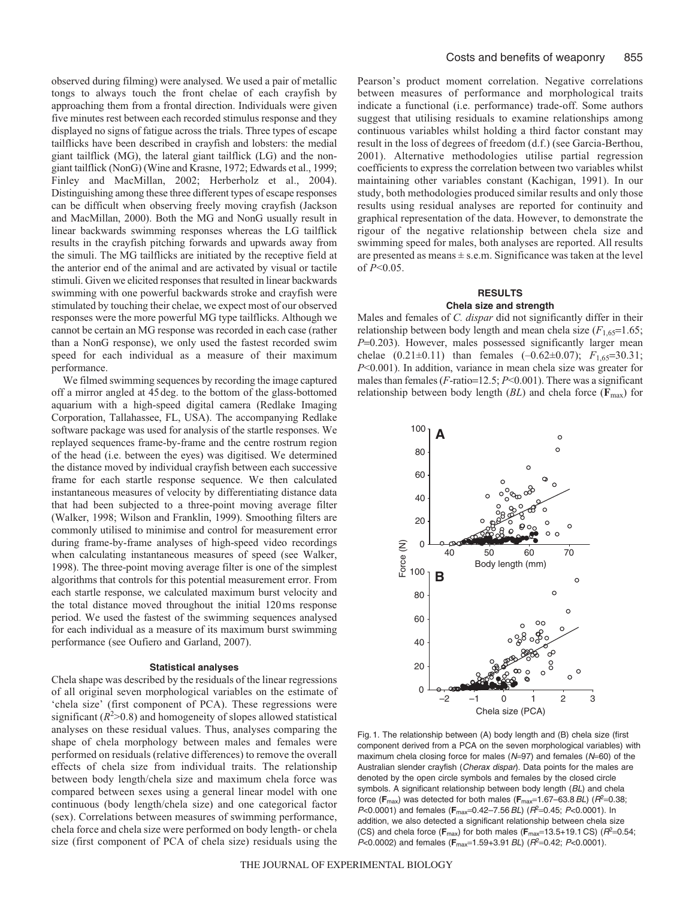observed during filming) were analysed. We used a pair of metallic tongs to always touch the front chelae of each crayfish by approaching them from a frontal direction. Individuals were given five minutes rest between each recorded stimulus response and they displayed no signs of fatigue across the trials. Three types of escape tailflicks have been described in crayfish and lobsters: the medial giant tailflick (MG), the lateral giant tailflick (LG) and the non-giant tailflick (NonG) (Wine and Krasne, 1972; Edwards et al., 1999; Finley and MacMillan, 2002; Herberholz et al., 2004). Distinguishing among these three different types of escape responses can be difficult when observing freely moving crayfish (Jackson and MacMillan, 2000). Both the MG and NonG usually result in linear backwards swimming responses whereas the LG tailflick results in the crayfish pitching forwards and upwards away from the simuli. The MG tailflicks are initiated by the receptive field at the anterior end of the animal and are activated by visual or tactile stimuli. Given we elicited responses that resulted in linear backwards swimming with one powerful backwards stroke and crayfish were stimulated by touching their chelae, we expect most of our observed responses were the more powerful MG type tailflicks. Although we cannot be certain an MG response was recorded in each case (rather than a NonG response), we only used the fastest recorded swim speed for each individual as a measure of their maximum performance.

We filmed swimming sequences by recording the image captured off a mirror angled at 45 deg. to the bottom of the glass-bottomed aquarium with a high-speed digital camera (Redlake Imaging Corporation, Tallahassee, FL, USA). The accompanying Redlake software package was used for analysis of the startle responses. We replayed sequences frame-by-frame and the centre rostrum region of the head (i.e. between the eyes) was digitised. We determined the distance moved by individual crayfish between each successive frame for each startle response sequence. We then calculated instantaneous measures of velocity by differentiating distance data that had been subjected to a three-point moving average filter (Walker, 1998; Wilson and Franklin, 1999). Smoothing filters are commonly utilised to minimise and control for measurement error during frame-by-frame analyses of high-speed video recordings when calculating instantaneous measures of speed (see Walker, 1998). The three-point moving average filter is one of the simplest algorithms that controls for this potential measurement error. From each startle response, we calculated maximum burst velocity and the total distance moved throughout the initial 120 ms response period. We used the fastest of the swimming sequences analysed for each individual as a measure of its maximum burst swimming performance (see Oufiero and Garland, 2007).

### Statistical analyses

Chela shape was described by the residuals of the linear regressions of all original seven morphological variables on the estimate of 'chela size' (first component of PCA). These regressions were significant ($R^2$>0.8) and homogeneity of slopes allowed statistical analyses on these residual values. Thus, analyses comparing the shape of chela morphology between males and females were performed on residuals (relative differences) to remove the overall effects of chela size from individual traits. The relationship between body length/chela size and maximum chela force was compared between sexes using a general linear model with one continuous (body length/chela size) and one categorical factor (sex). Correlations between measures of swimming performance, chela force and chela size were performed on body length- or chela size (first component of PCA of chela size) residuals using the Pearson's product moment correlation. Negative correlations between measures of performance and morphological traits indicate a functional (i.e. performance) trade-off. Some authors suggest that utilising residuals to examine relationships among continuous variables whilst holding a third factor constant may result in the loss of degrees of freedom (d.f.) (see Garcia-Berthou, 2001). Alternative methodologies utilise partial regression coefficients to express the correlation between two variables whilst maintaining other variables constant (Kachigan, 1991). In our study, both methodologies produced similar results and only those results using residual analyses are reported for continuity and graphical representation of the data. However, to demonstrate the rigour of the negative relationship between chela size and swimming speed for males, both analyses are reported. All results are presented as means ± s.e.m. Significance was taken at the level of $P$<0.05.

## RESULTS

### Chela size and strength

Males and females of *C. dispar* did not significantly differ in their relationship between body length and mean chela size ($F_{1,65}$=1.65; $P$=0.203). However, males possessed significantly larger mean chelae (0.21±0.11) than females (–0.62±0.07); $F_{1,65}$=30.31; $P$<0.001). In addition, variance in mean chela size was greater for males than females ($F$-ratio=12.5; $P$<0.001). There was a significant relationship between body length ($BL$) and chela force ($\mathbf{F}_{max}$) for

Fig. 1. The relationship between (A) body length and (B) chela size (first component derived from a PCA on the seven morphological variables) with maximum chela closing force for males ($N$=97) and females ($N$=60) of the Australian slender crayfish (*Cherax dispar*). Data points for the males are denoted by the open circle symbols and females by the closed circle symbols. A significant relationship between body length ($BL$) and chela force ($\mathbf{F}_{max}$) was detected for both males ($\mathbf{F}_{max}$=1.67–63.8 $BL$) ($R^2$=0.38; $P$<0.0001) and females ($\mathbf{F}_{max}$=0.42–7.56 $BL$) ($R^2$=0.45; $P$<0.0001). In addition, we also detected a significant relationship between chela size (CS) and chela force ($\mathbf{F}_{max}$) for both males ($\mathbf{F}_{max}$=13.5+19.1 CS) ($R^2$=0.54; $P$<0.0002) and females ($\mathbf{F}_{max}$=1.59+3.91 $BL$) ($R^2$=0.42; $P$<0.0001).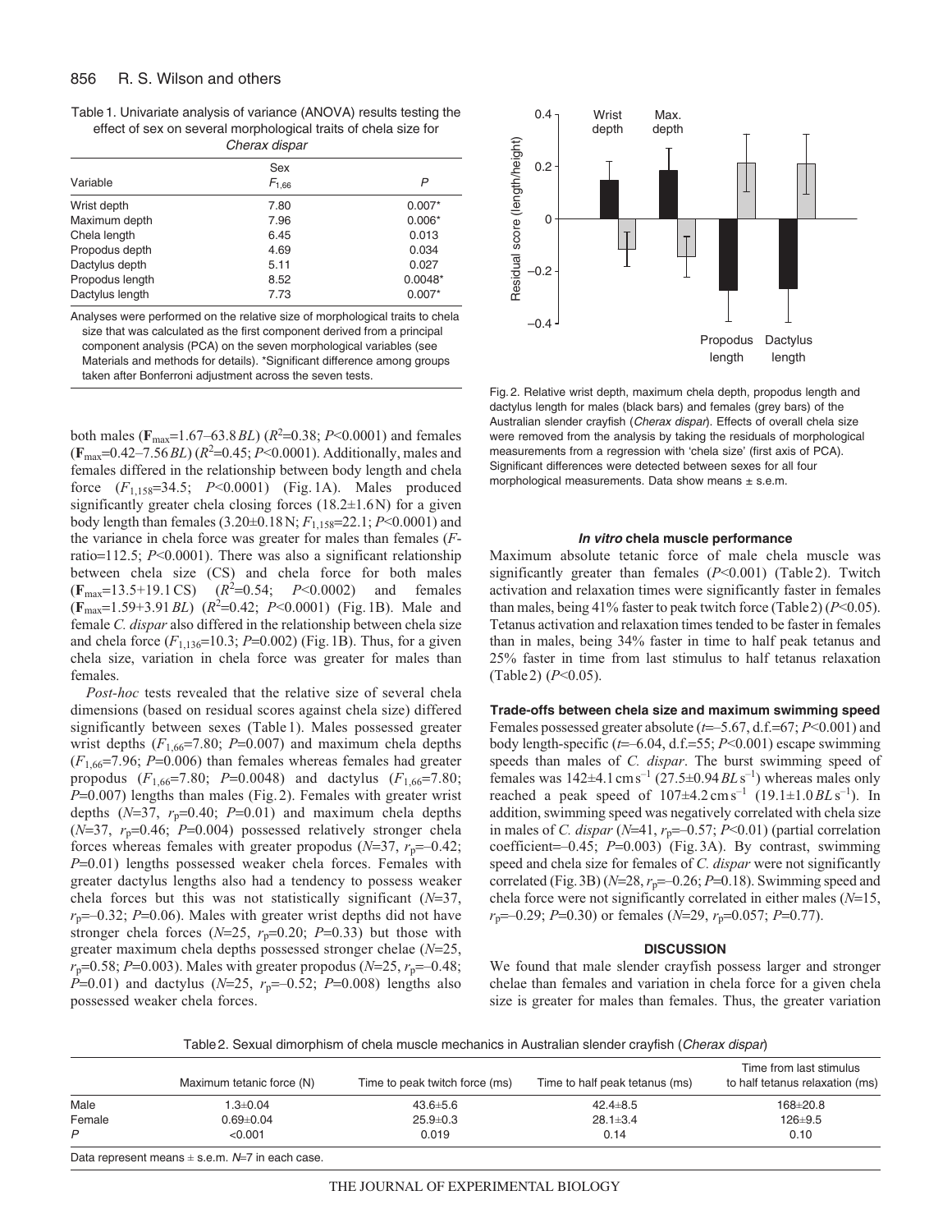Table 1. Univariate analysis of variance (ANOVA) results testing the effect of sex on several morphological traits of chela size for *Cherax dispar*

| Variable | Sex $F_{1,66}$ | $P$ |
|---|---|---|
| Wrist depth | 7.80 | 0.007* |
| Maximum depth | 7.96 | 0.006* |
| Chela length | 6.45 | 0.013 |
| Propodus depth | 4.69 | 0.034 |
| Dactylus depth | 5.11 | 0.027 |
| Propodus length | 8.52 | 0.0048* |
| Dactylus length | 7.73 | 0.007* |

Analyses were performed on the relative size of morphological traits to chela size that was calculated as the first component derived from a principal component analysis (PCA) on the seven morphological variables (see Materials and methods for details). *Significant difference among groups taken after Bonferroni adjustment across the seven tests.

both males ($\mathbf{F}_{max}$=1.67–63.8 *BL*) ($R^2$=0.38; $P$<0.0001) and females ($\mathbf{F}_{max}$=0.42–7.56 *BL*) ($R^2$=0.45; $P$<0.0001). Additionally, males and females differed in the relationship between body length and chela force ($F_{1,158}$=34.5; $P$<0.0001) (Fig. 1A). Males produced significantly greater chela closing forces (18.2±1.6 N) for a given body length than females (3.20±0.18 N; $F_{1,158}$=22.1; $P$<0.0001) and the variance in chela force was greater for males than females ($F$-ratio=112.5; $P$<0.0001). There was also a significant relationship between chela size (CS) and chela force for both males ($\mathbf{F}_{max}$=13.5+19.1 CS) ($R^2$=0.54; $P$<0.0002) and females ($\mathbf{F}_{max}$=1.59+3.91 *BL*) ($R^2$=0.42; $P$<0.0001) (Fig. 1B). Male and female *C. dispar* also differed in the relationship between chela size and chela force ($F_{1,136}$=10.3; $P$=0.002) (Fig. 1B). Thus, for a given chela size, variation in chela force was greater for males than females.

*Post-hoc* tests revealed that the relative size of several chela dimensions (based on residual scores against chela size) differed significantly between sexes (Table 1). Males possessed greater wrist depths ($F_{1,66}$=7.80; $P$=0.007) and maximum chela depths ($F_{1,66}$=7.96; $P$=0.006) than females whereas females had greater propodus ($F_{1,66}$=7.80; $P$=0.0048) and dactylus ($F_{1,66}$=7.80; $P$=0.007) lengths than males (Fig. 2). Females with greater wrist depths ($N$=37, $r_p$=0.40; $P$=0.01) and maximum chela depths ($N$=37, $r_p$=0.46; $P$=0.004) possessed relatively stronger chela forces whereas females with greater propodus ($N$=37, $r_p$=–0.42; $P$=0.01) lengths possessed weaker chela forces. Females with greater dactylus lengths also had a tendency to possess weaker chela forces but this was not statistically significant ($N$=37, $r_p$=–0.32; $P$=0.06). Males with greater wrist depths did not have stronger chela forces ($N$=25, $r_p$=0.20; $P$=0.33) but those with greater maximum chela depths possessed stronger chelae ($N$=25, $r_p$=0.58; $P$=0.003). Males with greater propodus ($N$=25, $r_p$=–0.48; $P$=0.01) and dactylus ($N$=25, $r_p$=–0.52; $P$=0.008) lengths also possessed weaker chela forces.

Fig. 2. Relative wrist depth, maximum chela depth, propodus length and dactylus length for males (black bars) and females (grey bars) of the Australian slender crayfish (*Cherax dispar*). Effects of overall chela size were removed from the analysis by taking the residuals of morphological measurements from a regression with 'chela size' (first axis of PCA). Significant differences were detected between sexes for all four morphological measurements. Data show means ± s.e.m.

### *In vitro* chela muscle performance

Maximum absolute tetanic force of male chela muscle was significantly greater than females ($P$<0.001) (Table 2). Twitch activation and relaxation times were significantly faster in females than males, being 41% faster to peak twitch force (Table 2) ($P$<0.05). Tetanus activation and relaxation times tended to be faster in females than in males, being 34% faster in time to half peak tetanus and 25% faster in time from last stimulus to half tetanus relaxation (Table 2) ($P$<0.05).

### Trade-offs between chela size and maximum swimming speed

Females possessed greater absolute ($t$=–5.67, d.f.=67; $P$<0.001) and body length-specific ($t$=–6.04, d.f.=55; $P$<0.001) escape swimming speeds than males of *C. dispar*. The burst swimming speed of females was 142±4.1 cm s$^{-1}$ (27.5±0.94 *BL* s$^{-1}$) whereas males only reached a peak speed of 107±4.2 cm s$^{-1}$ (19.1±1.0 *BL* s$^{-1}$). In addition, swimming speed was negatively correlated with chela size in males of *C. dispar* ($N$=41, $r_p$=–0.57; $P$<0.01) (partial correlation coefficient=–0.45; $P$=0.003) (Fig. 3A). By contrast, swimming speed and chela size for females of *C. dispar* were not significantly correlated (Fig. 3B) ($N$=28, $r_p$=–0.26; $P$=0.18). Swimming speed and chela force were not significantly correlated in either males ($N$=15, $r_p$=–0.29; $P$=0.30) or females ($N$=29, $r_p$=0.057; $P$=0.77).

## DISCUSSION

We found that male slender crayfish possess larger and stronger chelae than females and variation in chela force for a given chela size is greater for males than females. Thus, the greater variation

Table 2. Sexual dimorphism of chela muscle mechanics in Australian slender crayfish (*Cherax dispar*)

| | Maximum tetanic force (N) | Time to peak twitch force (ms) | Time to half peak tetanus (ms) | Time from last stimulus to half tetanus relaxation (ms) |
|---|---|---|---|---|
| Male | 1.3±0.04 | 43.6±5.6 | 42.4±8.5 | 168±20.8 |
| Female | 0.69±0.04 | 25.9±0.3 | 28.1±3.4 | 126±9.5 |
| $P$ | <0.001 | 0.019 | 0.14 | 0.10 |

Data represent means ± s.e.m. $N$=7 in each case.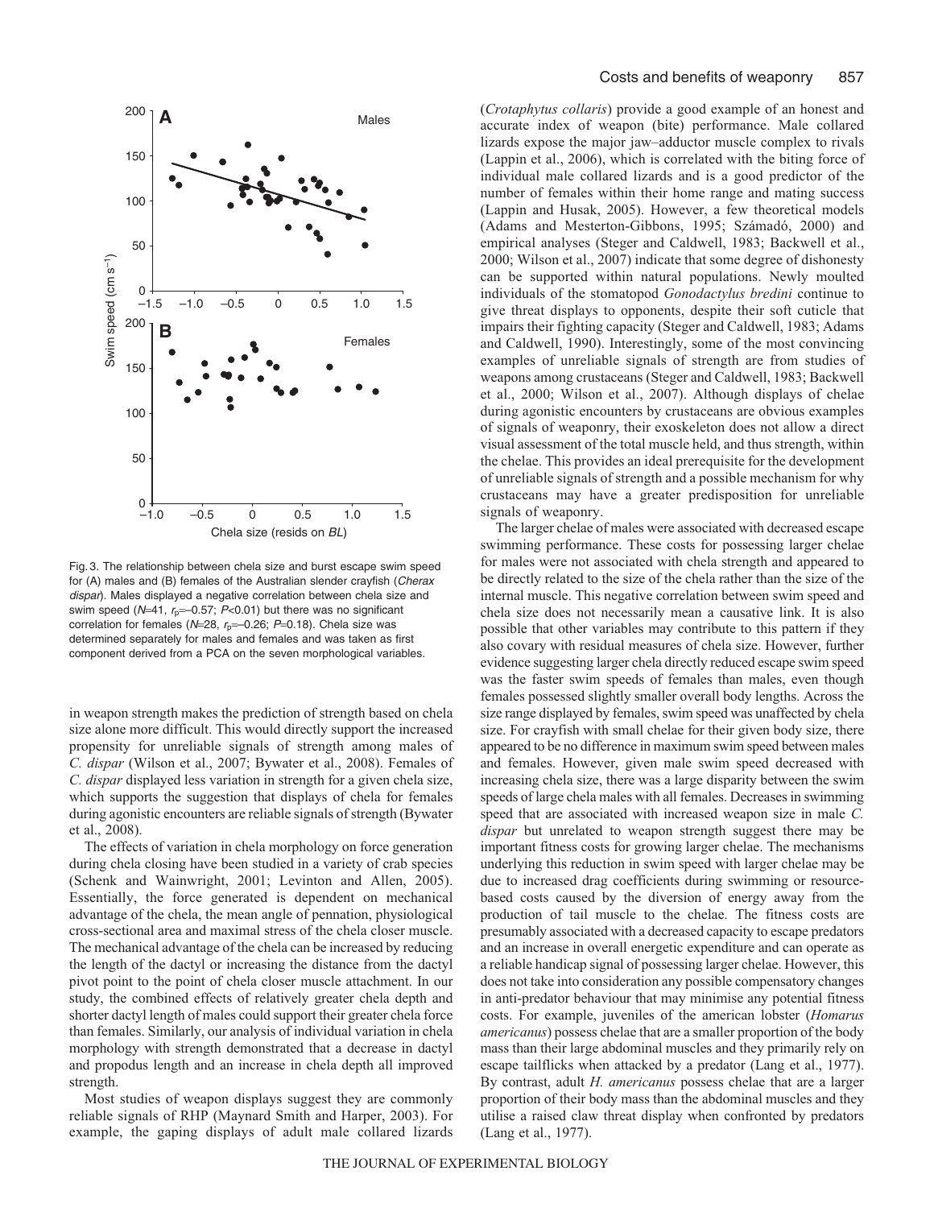A

Males

200

150

100

50

0

–1.5 –1.0 –0.5 0 0.5 1.0 1.5

B

Females

200

150

100

50

0

–1.0 –0.5 0 0.5 1.0 1.5

Swim speed (cm s$^{-1}$)

Chela size (resids on *BL*)

Fig. 3. The relationship between chela size and burst escape swim speed for (A) males and (B) females of the Australian slender crayfish (*Cherax dispar*). Males displayed a negative correlation between chela size and swim speed ($N$=41, $r_p$=–0.57; $P$<0.01) but there was no significant correlation for females ($N$=28, $r_p$=–0.26; $P$=0.18). Chela size was determined separately for males and females and was taken as first component derived from a PCA on the seven morphological variables.

in weapon strength makes the prediction of strength based on chela size alone more difficult. This would directly support the increased propensity for unreliable signals of strength among males of *C. dispar* (Wilson et al., 2007; Bywater et al., 2008). Females of *C. dispar* displayed less variation in strength for a given chela size, which supports the suggestion that displays of chela for females during agonistic encounters are reliable signals of strength (Bywater et al., 2008).

The effects of variation in chela morphology on force generation during chela closing have been studied in a variety of crab species (Schenk and Wainwright, 2001; Levinton and Allen, 2005). Essentially, the force generated is dependent on mechanical advantage of the chela, the mean angle of pennation, physiological cross-sectional area and maximal stress of the chela closer muscle. The mechanical advantage of the chela can be increased by reducing the length of the dactyl or increasing the distance from the dactyl pivot point to the point of chela closer muscle attachment. In our study, the combined effects of relatively greater chela depth and shorter dactyl length of males could support their greater chela force than females. Similarly, our analysis of individual variation in chela morphology with strength demonstrated that a decrease in dactyl and propodus length and an increase in chela depth all improved strength.

Most studies of weapon displays suggest they are commonly reliable signals of RHP (Maynard Smith and Harper, 2003). For example, the gaping displays of adult male collared lizards (*Crotaphytus collaris*) provide a good example of an honest and accurate index of weapon (bite) performance. Male collared lizards expose the major jaw–adductor muscle complex to rivals (Lappin et al., 2006), which is correlated with the biting force of individual male collared lizards and is a good predictor of the number of females within their home range and mating success (Lappin and Husak, 2005). However, a few theoretical models (Adams and Mesterton-Gibbons, 1995; Számadó, 2000) and empirical analyses (Steger and Caldwell, 1983; Backwell et al., 2000; Wilson et al., 2007) indicate that some degree of dishonesty can be supported within natural populations. Newly moulted individuals of the stomatopod *Gonodactylus bredini* continue to give threat displays to opponents, despite their soft cuticle that impairs their fighting capacity (Steger and Caldwell, 1983; Adams and Caldwell, 1990). Interestingly, some of the most convincing examples of unreliable signals of strength are from studies of weapons among crustaceans (Steger and Caldwell, 1983; Backwell et al., 2000; Wilson et al., 2007). Although displays of chelae during agonistic encounters by crustaceans are obvious examples of signals of weaponry, their exoskeleton does not allow a direct visual assessment of the total muscle held, and thus strength, within the chelae. This provides an ideal prerequisite for the development of unreliable signals of strength and a possible mechanism for why crustaceans may have a greater predisposition for unreliable signals of weaponry.

The larger chelae of males were associated with decreased escape swimming performance. These costs for possessing larger chelae for males were not associated with chela strength and appeared to be directly related to the size of the chela rather than the size of the internal muscle. This negative correlation between swim speed and chela size does not necessarily mean a causative link. It is also possible that other variables may contribute to this pattern if they also covary with residual measures of chela size. However, further evidence suggesting larger chela directly reduced escape swim speed was the faster swim speeds of females than males, even though females possessed slightly smaller overall body lengths. Across the size range displayed by females, swim speed was unaffected by chela size. For crayfish with small chelae for their given body size, there appeared to be no difference in maximum swim speed between males and females. However, given male swim speed decreased with increasing chela size, there was a large disparity between the swim speeds of large chela males with all females. Decreases in swimming speed that are associated with increased weapon size in male *C. dispar* but unrelated to weapon strength suggest there may be important fitness costs for growing larger chelae. The mechanisms underlying this reduction in swim speed with larger chelae may be due to increased drag coefficients during swimming or resource-based costs caused by the diversion of energy away from the production of tail muscle to the chelae. The fitness costs are presumably associated with a decreased capacity to escape predators and an increase in overall energetic expenditure and can operate as a reliable handicap signal of possessing larger chelae. However, this does not take into consideration any possible compensatory changes in anti-predator behaviour that may minimise any potential fitness costs. For example, juveniles of the american lobster (*Homarus americanus*) possess chelae that are a smaller proportion of the body mass than their large abdominal muscles and they primarily rely on escape tailflicks when attacked by a predator (Lang et al., 1977). By contrast, adult *H. americanus* possess chelae that are a larger proportion of their body mass than the abdominal muscles and they utilise a raised claw threat display when confronted by predators (Lang et al., 1977).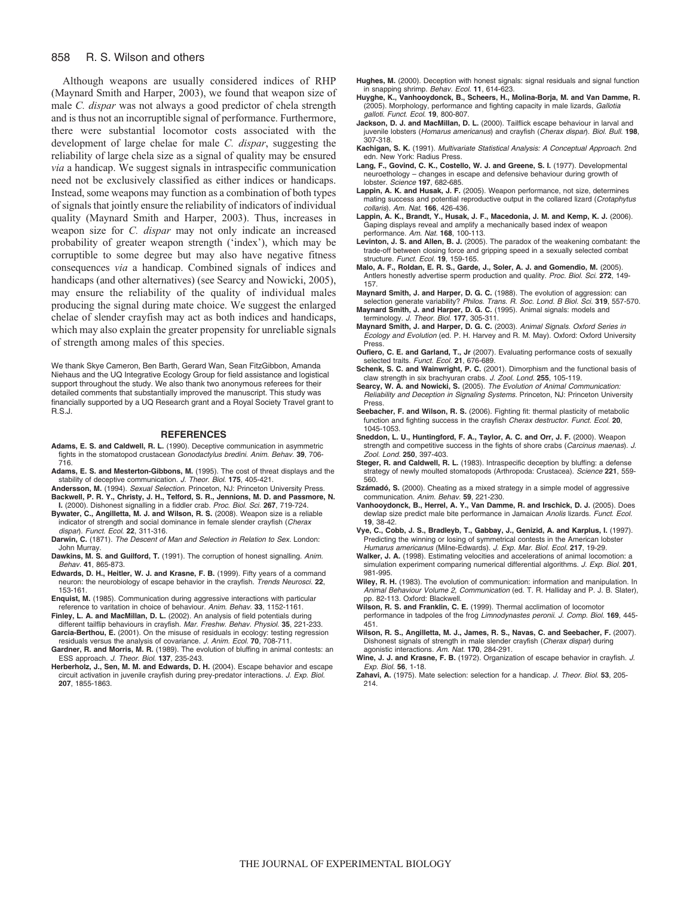Although weapons are usually considered indices of RHP (Maynard Smith and Harper, 2003), we found that weapon size of male *C. dispar* was not always a good predictor of chela strength and is thus not an incorruptible signal of performance. Furthermore, there were substantial locomotor costs associated with the development of large chelae for male *C. dispar*, suggesting the reliability of large chela size as a signal of quality may be ensured *via* a handicap. We suggest signals in intraspecific communication need not be exclusively classified as either indices or handicaps. Instead, some weapons may function as a combination of both types of signals that jointly ensure the reliability of indicators of individual quality (Maynard Smith and Harper, 2003). Thus, increases in weapon size for *C. dispar* may not only indicate an increased probability of greater weapon strength ('index'), which may be corruptible to some degree but may also have negative fitness consequences *via* a handicap. Combined signals of indices and handicaps (and other alternatives) (see Searcy and Nowicki, 2005), may ensure the reliability of the quality of individual males producing the signal during mate choice. We suggest the enlarged chelae of slender crayfish may act as both indices and handicaps, which may also explain the greater propensity for unreliable signals of strength among males of this species.

We thank Skye Cameron, Ben Barth, Gerard Wan, Sean FitzGibbon, Amanda Niehaus and the UQ Integrative Ecology Group for field assistance and logistical support throughout the study. We also thank two anonymous referees for their detailed comments that substantially improved the manuscript. This study was financially supported by a UQ Research grant and a Royal Society Travel grant to R.S.J.

## REFERENCES

**Adams, E. S. and Caldwell, R. L.** (1990). Deceptive communication in asymmetric fights in the stomatopod crustacean *Gonodactylus bredini*. *Anim. Behav.* **39**, 706-716.

**Adams, E. S. and Mesterton-Gibbons, M.** (1995). The cost of threat displays and the stability of deceptive communication. *J. Theor. Biol.* **175**, 405-421.

**Andersson, M.** (1994). *Sexual Selection*. Princeton, NJ: Princeton University Press.

**Backwell, P. R. Y., Christy, J. H., Telford, S. R., Jennions, M. D. and Passmore, N. I.** (2000). Dishonest signalling in a fiddler crab. *Proc. Biol. Sci.* **267**, 719-724.

**Bywater, C., Angilletta, M. J. and Wilson, R. S.** (2008). Weapon size is a reliable indicator of strength and social dominance in female slender crayfish (*Cherax dispar*). *Funct. Ecol.* **22**, 311-316.

**Darwin, C.** (1871). *The Descent of Man and Selection in Relation to Sex*. London: John Murray.

**Dawkins, M. S. and Guilford, T.** (1991). The corruption of honest signalling. *Anim. Behav.* **41**, 865-873.

**Edwards, D. H., Heitler, W. J. and Krasne, F. B.** (1999). Fifty years of a command neuron: the neurobiology of escape behavior in the crayfish. *Trends Neurosci.* **22**, 153-161.

**Enquist, M.** (1985). Communication during aggressive interactions with particular reference to varitation in choice of behaviour. *Anim. Behav.* **33**, 1152-1161.

**Finley, L. A. and MacMillan, D. L.** (2002). An analysis of field potentials during different tailflip behaviours in crayfish. *Mar. Freshw. Behav. Physiol.* **35**, 221-233.

**Garcia-Berthou, E.** (2001). On the misuse of residuals in ecology: testing regression residuals versus the analysis of covariance. *J. Anim. Ecol.* **70**, 708-711.

**Gardner, R. and Morris, M. R.** (1989). The evolution of bluffing in animal contests: an ESS approach. *J. Theor. Biol.* **137**, 235-243.

**Herberholz, J., Sen, M. M. and Edwards, D. H.** (2004). Escape behavior and escape circuit activation in juvenile crayfish during prey-predator interactions. *J. Exp. Biol.* **207**, 1855-1863.

**Hughes, M.** (2000). Deception with honest signals: signal residuals and signal function in snapping shrimp. *Behav. Ecol.* **11**, 614-623.

**Huyghe, K., Vanhooydonck, B., Scheers, H., Molina-Borja, M. and Van Damme, R.** (2005). Morphology, performance and fighting capacity in male lizards, *Gallotia galloti*. *Funct. Ecol.* **19**, 800-807.

**Jackson, D. J. and MacMillan, D. L.** (2000). Tailflick escape behaviour in larval and juvenile lobsters (*Homarus americanus*) and crayfish (*Cherax dispar*). *Biol. Bull.* **198**, 307-318.

**Kachigan, S. K.** (1991). *Multivariate Statistical Analysis: A Conceptual Approach*. 2nd edn. New York: Radius Press.

**Lang, F., Govind, C. K., Costello, W. J. and Greene, S. I.** (1977). Developmental neuroethology – changes in escape and defensive behaviour during growth of lobster. *Science* **197**, 682-685.

**Lappin, A. K. and Husak, J. F.** (2005). Weapon performance, not size, determines mating success and potential reproductive output in the collared lizard (*Crotaphytus collaris*). *Am. Nat.* **166**, 426-436.

**Lappin, A. K., Brandt, Y., Husak, J. F., Macedonia, J. M. and Kemp, K. J.** (2006). Gaping displays reveal and amplify a mechanically based index of weapon performance. *Am. Nat.* **168**, 100-113.

**Levinton, J. S. and Allen, B. J.** (2005). The paradox of the weakening combatant: the trade-off between closing force and gripping speed in a sexually selected combat structure. *Funct. Ecol.* **19**, 159-165.

**Malo, A. F., Roldan, E. R. S., Garde, J., Soler, A. J. and Gomendio, M.** (2005). Antlers honestly advertise sperm production and quality. *Proc. Biol. Sci.* **272**, 149-157.

**Maynard Smith, J. and Harper, D. G. C.** (1988). The evolution of aggression: can selection generate variability? *Philos. Trans. R. Soc. Lond. B Biol. Sci.* **319**, 557-570.

**Maynard Smith, J. and Harper, D. G. C.** (1995). Animal signals: models and terminology. *J. Theor. Biol.* **177**, 305-311.

**Maynard Smith, J. and Harper, D. G. C.** (2003). *Animal Signals. Oxford Series in Ecology and Evolution* (ed. P. H. Harvey and R. M. May). Oxford: Oxford University Press.

**Oufiero, C. E. and Garland, T., Jr** (2007). Evaluating performance costs of sexually selected traits. *Funct. Ecol.* **21**, 676-689.

**Schenk, S. C. and Wainwright, P. C.** (2001). Dimorphism and the functional basis of claw strength in six brachyuran crabs. *J. Zool. Lond.* **255**, 105-119.

**Searcy, W. A. and Nowicki, S.** (2005). *The Evolution of Animal Communication: Reliability and Deception in Signaling Systems*. Princeton, NJ: Princeton University Press.

**Seebacher, F. and Wilson, R. S.** (2006). Fighting fit: thermal plasticity of metabolic function and fighting success in the crayfish *Cherax destructor*. *Funct. Ecol.* **20**, 1045-1053.

**Sneddon, L. U., Huntingford, F. A., Taylor, A. C. and Orr, J. F.** (2000). Weapon strength and competitive success in the fights of shore crabs (*Carcinus maenas*). *J. Zool. Lond.* **250**, 397-403.

**Steger, R. and Caldwell, R. L.** (1983). Intraspecific deception by bluffing: a defense strategy of newly moulted stomatopods (Arthropoda: Crustacea). *Science* **221**, 559-560.

**Számadó, S.** (2000). Cheating as a mixed strategy in a simple model of aggressive communication. *Anim. Behav.* **59**, 221-230.

**Vanhooydonck, B., Herrel, A. Y., Van Damme, R. and Irschick, D. J.** (2005). Does dewlap size predict male bite performance in Jamaican *Anolis* lizards. *Funct. Ecol.* **19**, 38-42.

**Vye, C., Cobb, J. S., Bradleyb, T., Gabbay, J., Genizid, A. and Karplus, I.** (1997). Predicting the winning or losing of symmetrical contests in the American lobster *Humarus americanus* (Milne-Edwards). *J. Exp. Mar. Biol. Ecol.* **217**, 19-29.

**Walker, J. A.** (1998). Estimating velocities and accelerations of animal locomotion: a simulation experiment comparing numerical differential algorithms. *J. Exp. Biol.* **201**, 981-995.

**Wiley, R. H.** (1983). The evolution of communication: information and manipulation. In *Animal Behaviour Volume 2, Communication* (ed. T. R. Halliday and P. J. B. Slater), pp. 82-113. Oxford: Blackwell.

**Wilson, R. S. and Franklin, C. E.** (1999). Thermal acclimation of locomotor performance in tadpoles of the frog *Limnodynastes peronii*. *J. Comp. Biol.* **169**, 445-451.

**Wilson, R. S., Angilletta, M. J., James, R. S., Navas, C. and Seebacher, F.** (2007). Dishonest signals of strength in male slender crayfish (*Cherax dispar*) during agonistic interactions. *Am. Nat.* **170**, 284-291.

**Wine, J. J. and Krasne, F. B.** (1972). Organization of escape behavior in crayfish. *J. Exp. Biol.* **56**, 1-18.

**Zahavi, A.** (1975). Mate selection: selection for a handicap. *J. Theor. Biol.* **53**, 205-214.